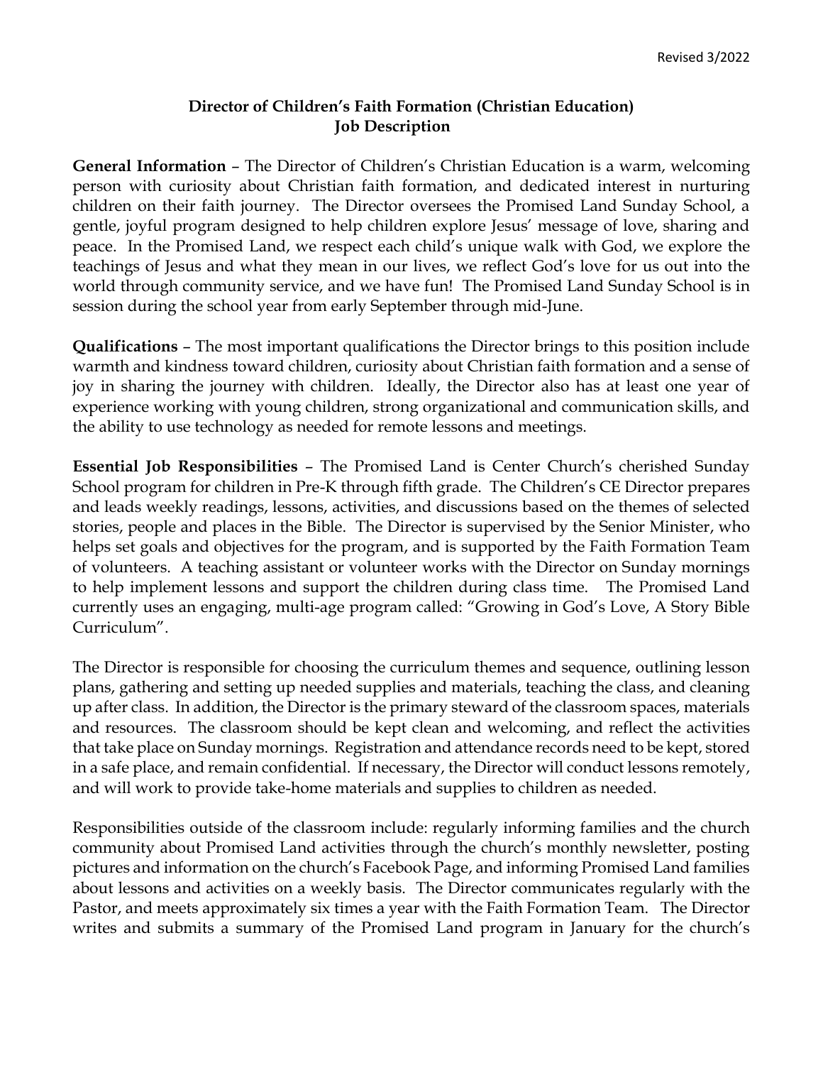Revised 3/2022

# Director of Children's Faith Formation (Christian Education)
## Job Description

**General Information** – The Director of Children's Christian Education is a warm, welcoming person with curiosity about Christian faith formation, and dedicated interest in nurturing children on their faith journey. The Director oversees the Promised Land Sunday School, a gentle, joyful program designed to help children explore Jesus' message of love, sharing and peace. In the Promised Land, we respect each child's unique walk with God, we explore the teachings of Jesus and what they mean in our lives, we reflect God's love for us out into the world through community service, and we have fun! The Promised Land Sunday School is in session during the school year from early September through mid-June.

**Qualifications** – The most important qualifications the Director brings to this position include warmth and kindness toward children, curiosity about Christian faith formation and a sense of joy in sharing the journey with children. Ideally, the Director also has at least one year of experience working with young children, strong organizational and communication skills, and the ability to use technology as needed for remote lessons and meetings.

**Essential Job Responsibilities** – The Promised Land is Center Church's cherished Sunday School program for children in Pre-K through fifth grade. The Children's CE Director prepares and leads weekly readings, lessons, activities, and discussions based on the themes of selected stories, people and places in the Bible. The Director is supervised by the Senior Minister, who helps set goals and objectives for the program, and is supported by the Faith Formation Team of volunteers. A teaching assistant or volunteer works with the Director on Sunday mornings to help implement lessons and support the children during class time. The Promised Land currently uses an engaging, multi-age program called: "Growing in God's Love, A Story Bible Curriculum".

The Director is responsible for choosing the curriculum themes and sequence, outlining lesson plans, gathering and setting up needed supplies and materials, teaching the class, and cleaning up after class. In addition, the Director is the primary steward of the classroom spaces, materials and resources. The classroom should be kept clean and welcoming, and reflect the activities that take place on Sunday mornings. Registration and attendance records need to be kept, stored in a safe place, and remain confidential. If necessary, the Director will conduct lessons remotely, and will work to provide take-home materials and supplies to children as needed.

Responsibilities outside of the classroom include: regularly informing families and the church community about Promised Land activities through the church's monthly newsletter, posting pictures and information on the church's Facebook Page, and informing Promised Land families about lessons and activities on a weekly basis. The Director communicates regularly with the Pastor, and meets approximately six times a year with the Faith Formation Team. The Director writes and submits a summary of the Promised Land program in January for the church's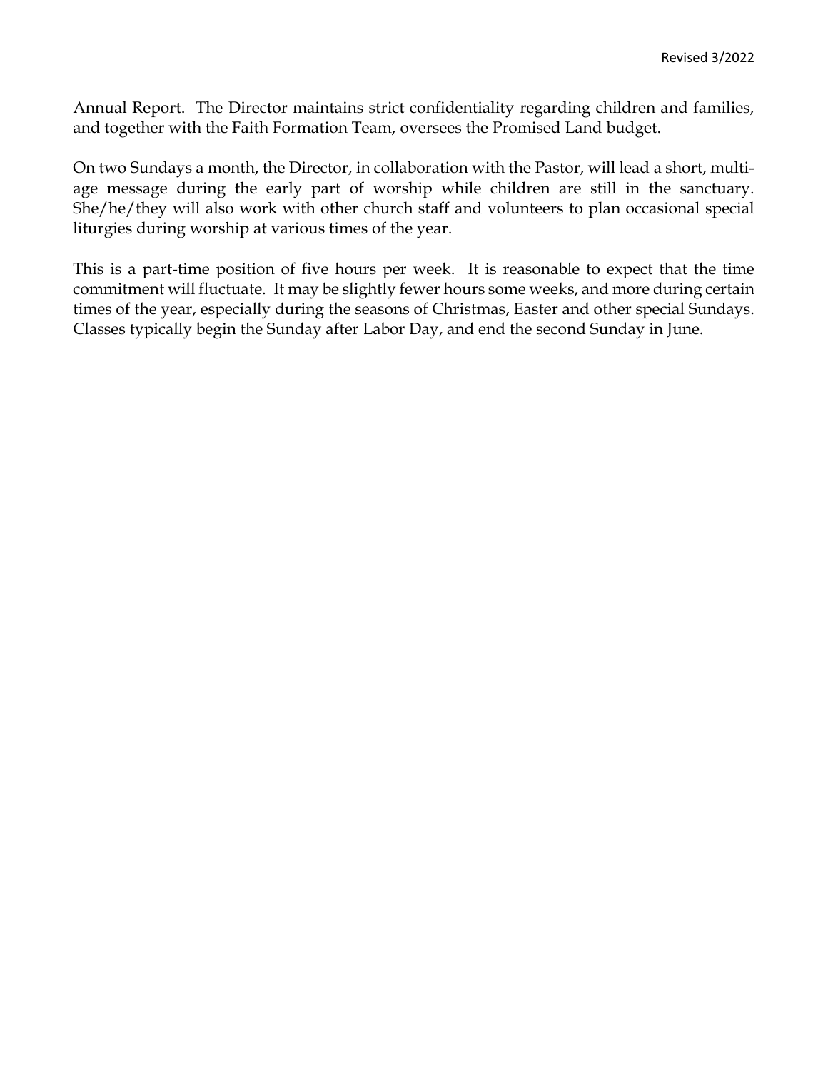Annual Report. The Director maintains strict confidentiality regarding children and families, and together with the Faith Formation Team, oversees the Promised Land budget.

On two Sundays a month, the Director, in collaboration with the Pastor, will lead a short, multi-age message during the early part of worship while children are still in the sanctuary. She/he/they will also work with other church staff and volunteers to plan occasional special liturgies during worship at various times of the year.

This is a part-time position of five hours per week. It is reasonable to expect that the time commitment will fluctuate. It may be slightly fewer hours some weeks, and more during certain times of the year, especially during the seasons of Christmas, Easter and other special Sundays. Classes typically begin the Sunday after Labor Day, and end the second Sunday in June.